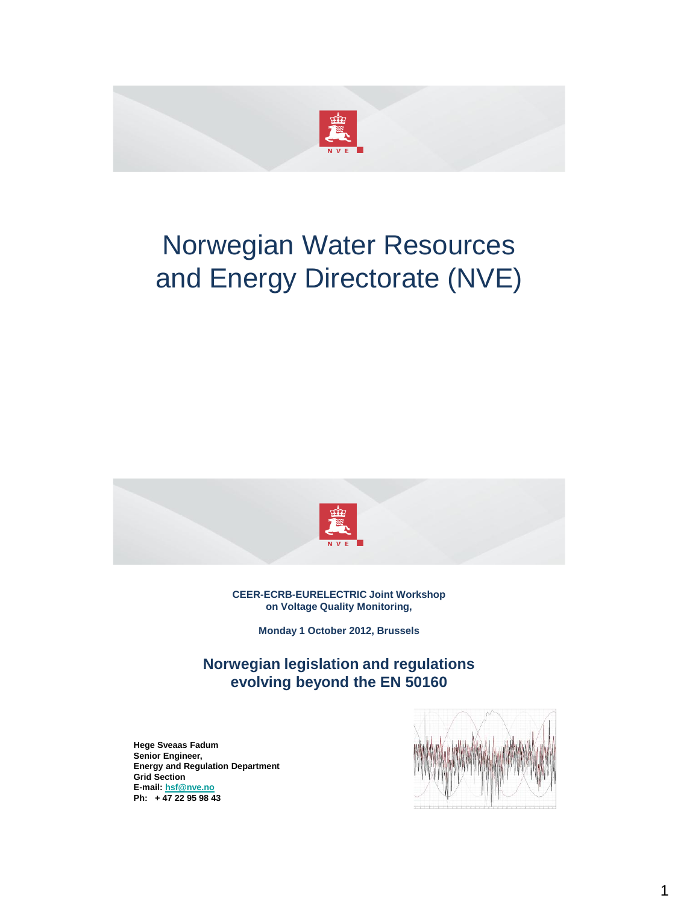# Norwegian Water Resources and Energy Directorate (NVE)

**CEER-ECRB-EURELECTRIC Joint Workshop on Voltage Quality Monitoring,**

**Monday 1 October 2012, Brussels**

## Norwegian legislation and regulations evolving beyond the EN 50160

**Hege Sveaas Fadum**
**Senior Engineer,**
**Energy and Regulation Department**
**Grid Section**
**E-mail: hsf@nve.no**
**Ph: + 47 22 95 98 43**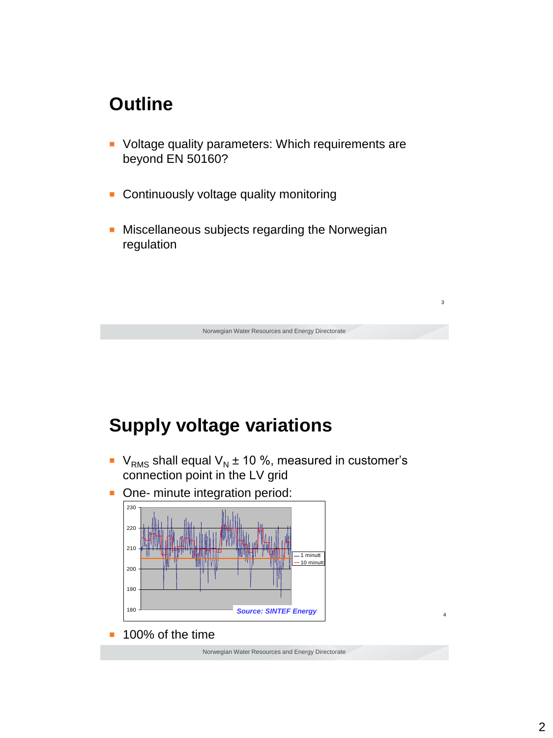# Outline

- Voltage quality parameters: Which requirements are beyond EN 50160?
- Continuously voltage quality monitoring
- Miscellaneous subjects regarding the Norwegian regulation

# Supply voltage variations

- $V_{RMS}$ shall equal $V_N$ ± 10 %, measured in customer's connection point in the LV grid
- One- minute integration period:

Source: SINTEF Energy

- 100% of the time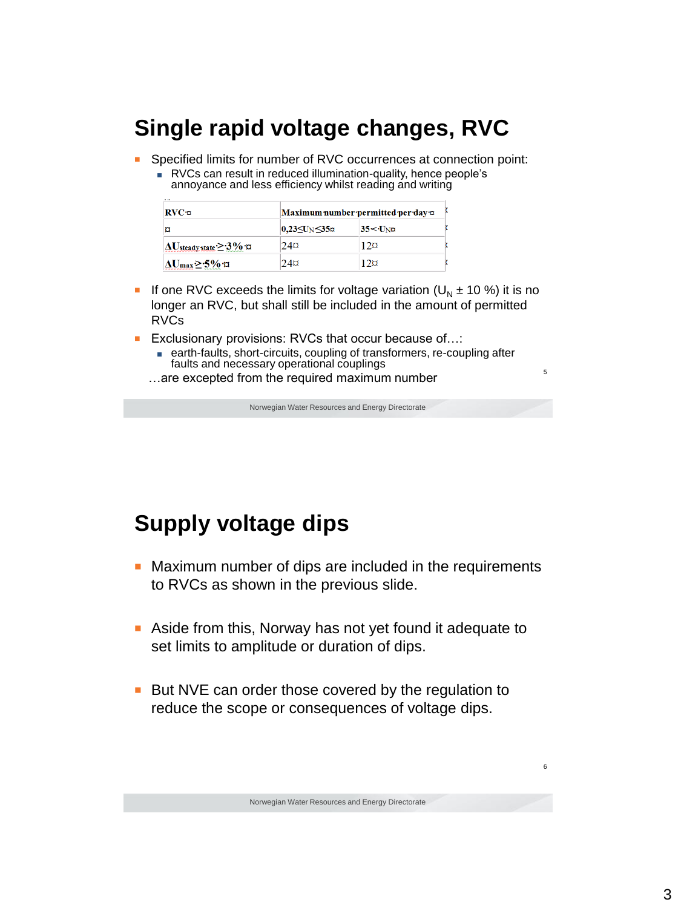# Single rapid voltage changes, RVC

- Specified limits for number of RVC occurrences at connection point:
  - RVCs can result in reduced illumination-quality, hence people's annoyance and less efficiency whilst reading and writing

| RVC | Maximum number permitted per day | |
|---|---|---|
| | $0,23 \leq U_N \leq 35$ | $35 < U_N$ |
| $\Delta U_{steady\ state} \geq 3\%$ | 24 | 12 |
| $\Delta U_{max} \geq 5\%$ | 24 | 12 |

- If one RVC exceeds the limits for voltage variation ($U_N \pm 10$ %) it is no longer an RVC, but shall still be included in the amount of permitted RVCs
- Exclusionary provisions: RVCs that occur because of…:
  - earth-faults, short-circuits, coupling of transformers, re-coupling after faults and necessary operational couplings

…are excepted from the required maximum number

# Supply voltage dips

- Maximum number of dips are included in the requirements to RVCs as shown in the previous slide.
- Aside from this, Norway has not yet found it adequate to set limits to amplitude or duration of dips.
- But NVE can order those covered by the regulation to reduce the scope or consequences of voltage dips.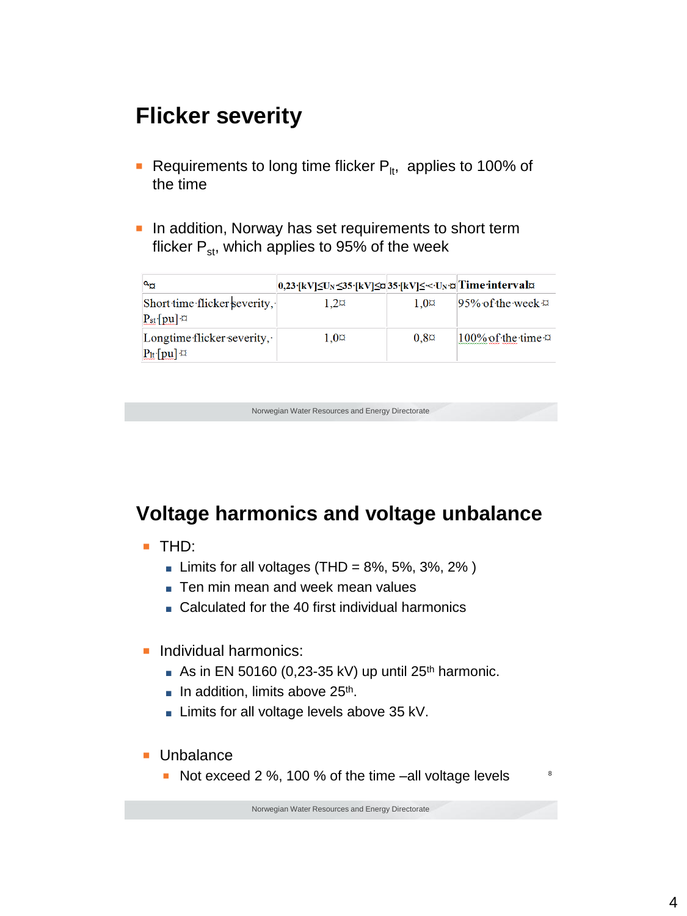## Flicker severity

- Requirements to long time flicker $P_{lt}$, applies to 100% of the time
- In addition, Norway has set requirements to short term flicker $P_{st}$, which applies to 95% of the week

| | 0,23 [kV] ≤ $U_N$ ≤ 35 [kV] | 35 [kV] < $U_N$ | Time interval |
|---|---|---|---|
| Short time flicker severity, $P_{st}$ [pu] | 1,2 | 1,0 | 95% of the week |
| Longtime flicker severity, $P_{lt}$ [pu] | 1,0 | 0,8 | 100% of the time |

## Voltage harmonics and voltage unbalance

- THD:
  - Limits for all voltages (THD = 8%, 5%, 3%, 2% )
  - Ten min mean and week mean values
  - Calculated for the 40 first individual harmonics
- Individual harmonics:
  - As in EN 50160 (0,23-35 kV) up until 25th harmonic.
  - In addition, limits above 25th.
  - Limits for all voltage levels above 35 kV.
- Unbalance
  - Not exceed 2 %, 100 % of the time –all voltage levels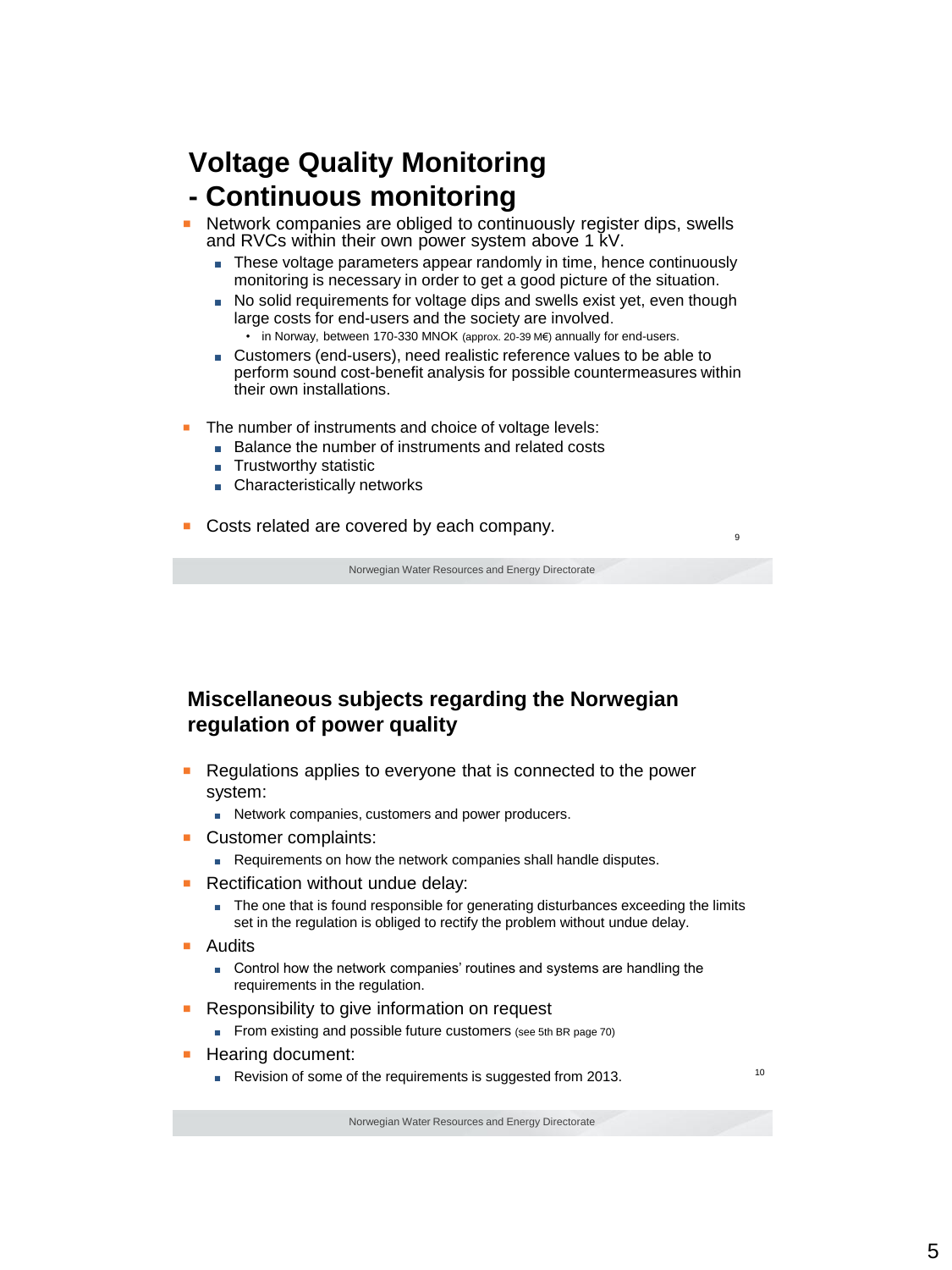## Voltage Quality Monitoring
## - Continuous monitoring

- Network companies are obliged to continuously register dips, swells and RVCs within their own power system above 1 kV.
  - These voltage parameters appear randomly in time, hence continuously monitoring is necessary in order to get a good picture of the situation.
  - No solid requirements for voltage dips and swells exist yet, even though large costs for end-users and the society are involved.
    - in Norway, between 170-330 MNOK (approx. 20-39 M€) annually for end-users.
  - Customers (end-users), need realistic reference values to be able to perform sound cost-benefit analysis for possible countermeasures within their own installations.
- The number of instruments and choice of voltage levels:
  - Balance the number of instruments and related costs
  - Trustworthy statistic
  - Characteristically networks
- Costs related are covered by each company.

## Miscellaneous subjects regarding the Norwegian regulation of power quality

- Regulations applies to everyone that is connected to the power system:
  - Network companies, customers and power producers.
- Customer complaints:
  - Requirements on how the network companies shall handle disputes.
- Rectification without undue delay:
  - The one that is found responsible for generating disturbances exceeding the limits set in the regulation is obliged to rectify the problem without undue delay.
- Audits
  - Control how the network companies' routines and systems are handling the requirements in the regulation.
- Responsibility to give information on request
  - From existing and possible future customers (see 5th BR page 70)
- Hearing document:
  - Revision of some of the requirements is suggested from 2013.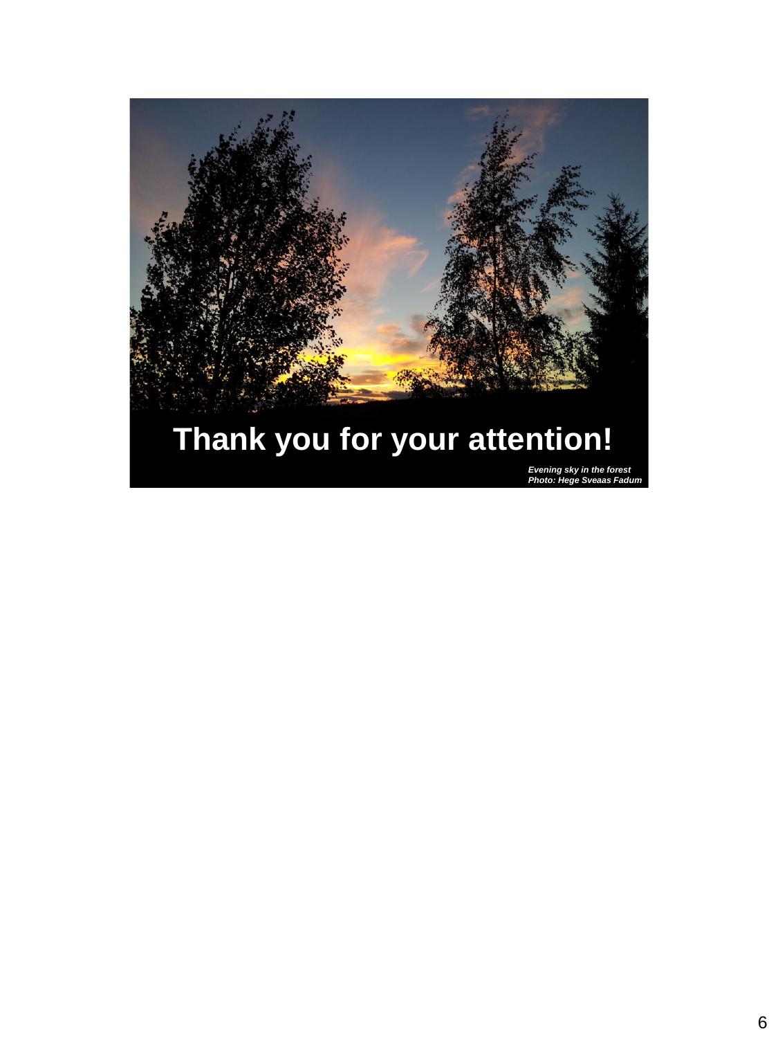# Thank you for your attention!

*Evening sky in the forest*
*Photo: Hege Sveaas Fadum*